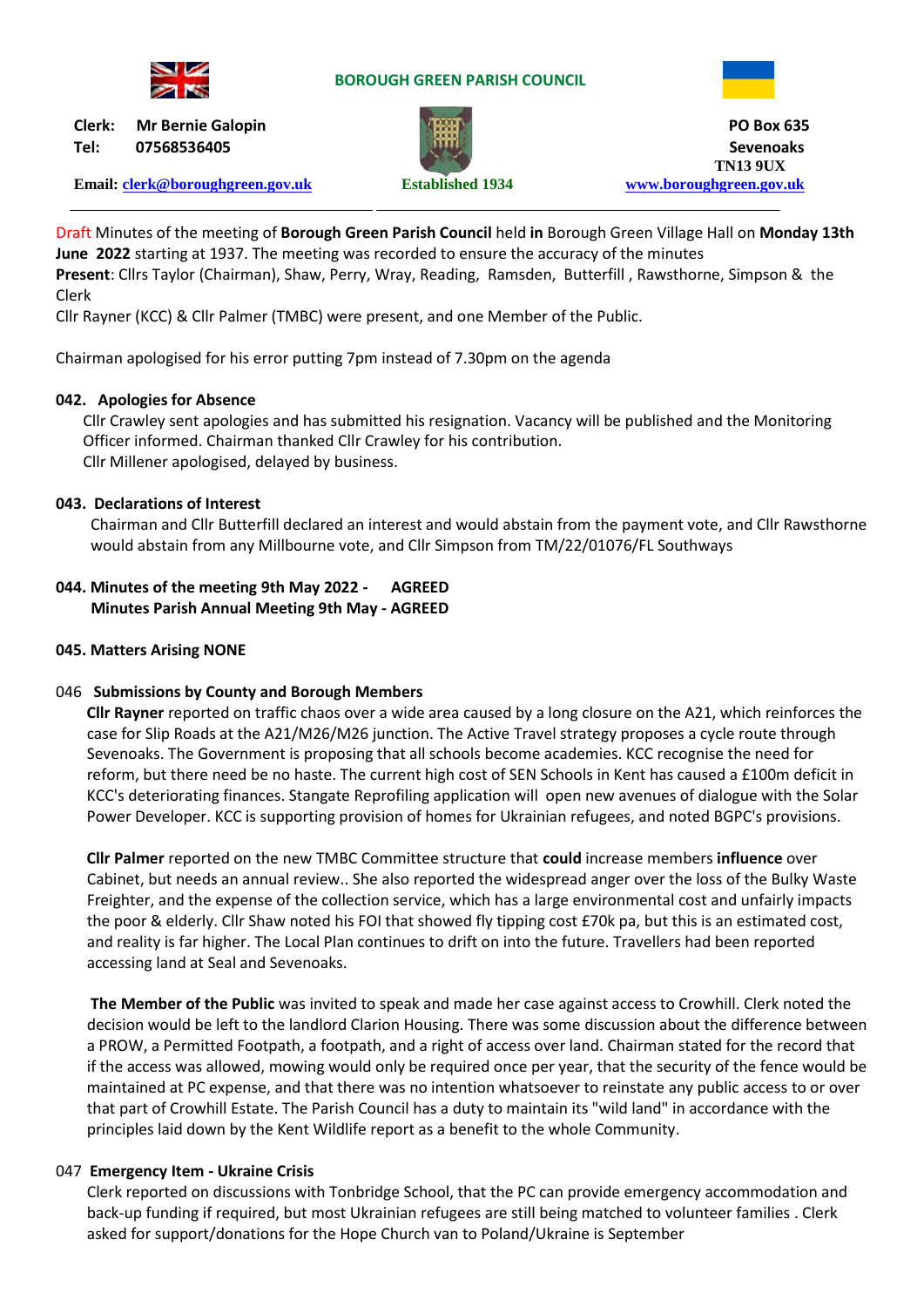**BOROUGH GREEN PARISH COUNCIL**

**Clerk:** **Mr Bernie Galopin**
**Tel:** **07568536405**
**Email:** **clerk@boroughgreen.gov.uk**

**Established 1934**

**PO Box 635**
**Sevenoaks**
**TN13 9UX**
**www.boroughgreen.gov.uk**

Draft Minutes of the meeting of **Borough Green Parish Council** held **in** Borough Green Village Hall on **Monday 13th June 2022** starting at 1937. The meeting was recorded to ensure the accuracy of the minutes

**Present**: Cllrs Taylor (Chairman), Shaw, Perry, Wray, Reading, Ramsden, Butterfill , Rawsthorne, Simpson & the Clerk

Cllr Rayner (KCC) & Cllr Palmer (TMBC) were present, and one Member of the Public.

Chairman apologised for his error putting 7pm instead of 7.30pm on the agenda

**042. Apologies for Absence**

Cllr Crawley sent apologies and has submitted his resignation. Vacancy will be published and the Monitoring Officer informed. Chairman thanked Cllr Crawley for his contribution.
Cllr Millener apologised, delayed by business.

**043. Declarations of Interest**

Chairman and Cllr Butterfill declared an interest and would abstain from the payment vote, and Cllr Rawsthorne would abstain from any Millbourne vote, and Cllr Simpson from TM/22/01076/FL Southways

**044. Minutes of the meeting 9th May 2022 - AGREED**
**Minutes Parish Annual Meeting 9th May - AGREED**

**045. Matters Arising NONE**

046 **Submissions by County and Borough Members**

**Cllr Rayner** reported on traffic chaos over a wide area caused by a long closure on the A21, which reinforces the case for Slip Roads at the A21/M26/M26 junction. The Active Travel strategy proposes a cycle route through Sevenoaks. The Government is proposing that all schools become academies. KCC recognise the need for reform, but there need be no haste. The current high cost of SEN Schools in Kent has caused a £100m deficit in KCC's deteriorating finances. Stangate Reprofiling application will open new avenues of dialogue with the Solar Power Developer. KCC is supporting provision of homes for Ukrainian refugees, and noted BGPC's provisions.

**Cllr Palmer** reported on the new TMBC Committee structure that **could** increase members **influence** over Cabinet, but needs an annual review.. She also reported the widespread anger over the loss of the Bulky Waste Freighter, and the expense of the collection service, which has a large environmental cost and unfairly impacts the poor & elderly. Cllr Shaw noted his FOI that showed fly tipping cost £70k pa, but this is an estimated cost, and reality is far higher. The Local Plan continues to drift on into the future. Travellers had been reported accessing land at Seal and Sevenoaks.

**The Member of the Public** was invited to speak and made her case against access to Crowhill. Clerk noted the decision would be left to the landlord Clarion Housing. There was some discussion about the difference between a PROW, a Permitted Footpath, a footpath, and a right of access over land. Chairman stated for the record that if the access was allowed, mowing would only be required once per year, that the security of the fence would be maintained at PC expense, and that there was no intention whatsoever to reinstate any public access to or over that part of Crowhill Estate. The Parish Council has a duty to maintain its "wild land" in accordance with the principles laid down by the Kent Wildlife report as a benefit to the whole Community.

047 **Emergency Item - Ukraine Crisis**

Clerk reported on discussions with Tonbridge School, that the PC can provide emergency accommodation and back-up funding if required, but most Ukrainian refugees are still being matched to volunteer families . Clerk asked for support/donations for the Hope Church van to Poland/Ukraine is September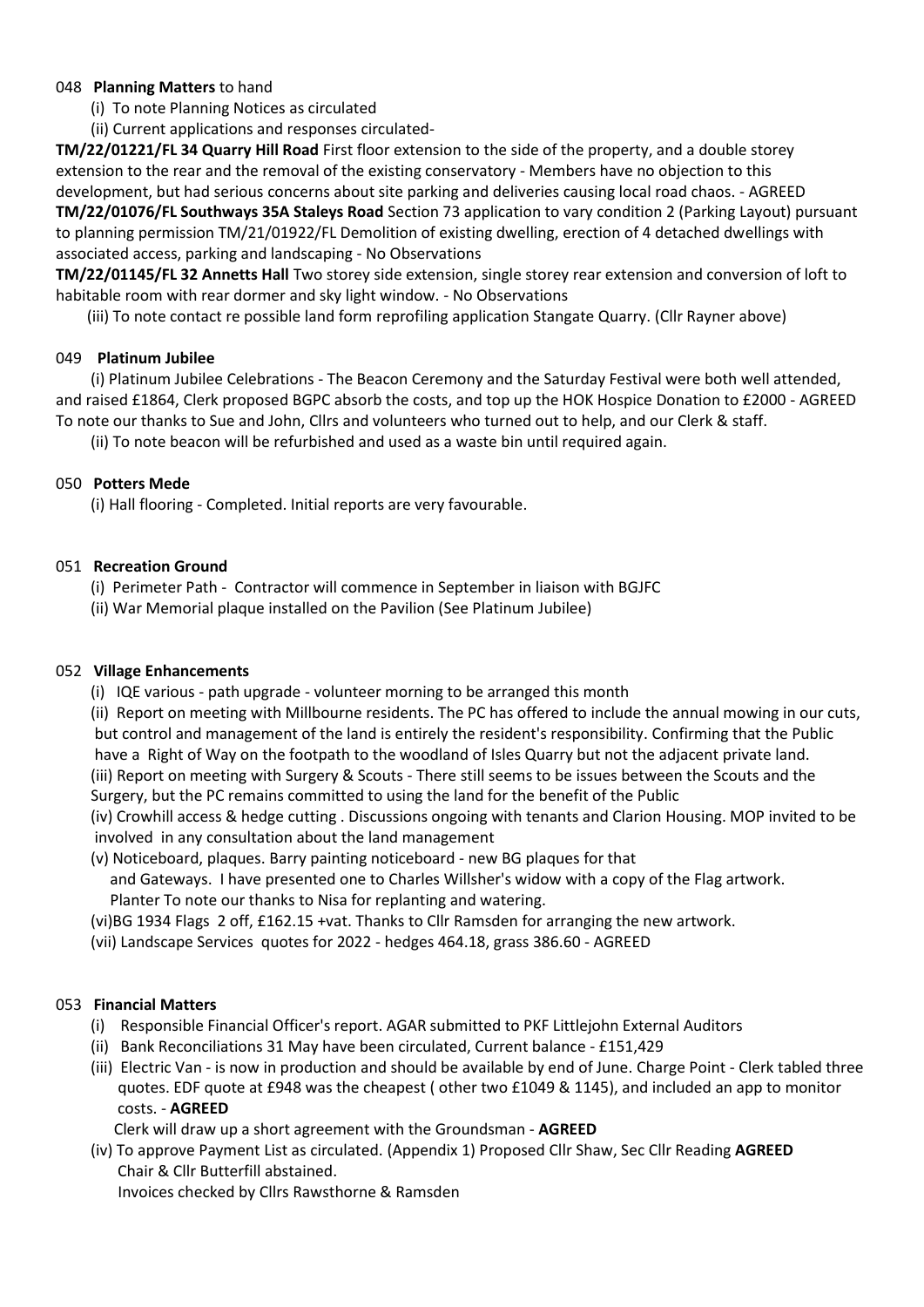048 **Planning Matters** to hand

(i) To note Planning Notices as circulated

(ii) Current applications and responses circulated-

**TM/22/01221/FL 34 Quarry Hill Road** First floor extension to the side of the property, and a double storey extension to the rear and the removal of the existing conservatory - Members have no objection to this development, but had serious concerns about site parking and deliveries causing local road chaos. - AGREED

**TM/22/01076/FL Southways 35A Staleys Road** Section 73 application to vary condition 2 (Parking Layout) pursuant to planning permission TM/21/01922/FL Demolition of existing dwelling, erection of 4 detached dwellings with associated access, parking and landscaping - No Observations

**TM/22/01145/FL 32 Annetts Hall** Two storey side extension, single storey rear extension and conversion of loft to habitable room with rear dormer and sky light window. - No Observations

(iii) To note contact re possible land form reprofiling application Stangate Quarry. (Cllr Rayner above)

049 **Platinum Jubilee**

(i) Platinum Jubilee Celebrations - The Beacon Ceremony and the Saturday Festival were both well attended, and raised £1864, Clerk proposed BGPC absorb the costs, and top up the HOK Hospice Donation to £2000 - AGREED To note our thanks to Sue and John, Cllrs and volunteers who turned out to help, and our Clerk & staff.

(ii) To note beacon will be refurbished and used as a waste bin until required again.

050 **Potters Mede**

(i) Hall flooring - Completed. Initial reports are very favourable.

051 **Recreation Ground**

(i) Perimeter Path - Contractor will commence in September in liaison with BGJFC

(ii) War Memorial plaque installed on the Pavilion (See Platinum Jubilee)

052 **Village Enhancements**

(i) IQE various - path upgrade - volunteer morning to be arranged this month

(ii) Report on meeting with Millbourne residents. The PC has offered to include the annual mowing in our cuts, but control and management of the land is entirely the resident's responsibility. Confirming that the Public have a Right of Way on the footpath to the woodland of Isles Quarry but not the adjacent private land.

(iii) Report on meeting with Surgery & Scouts - There still seems to be issues between the Scouts and the Surgery, but the PC remains committed to using the land for the benefit of the Public

(iv) Crowhill access & hedge cutting . Discussions ongoing with tenants and Clarion Housing. MOP invited to be involved in any consultation about the land management

(v) Noticeboard, plaques. Barry painting noticeboard - new BG plaques for that and Gateways. I have presented one to Charles Willsher's widow with a copy of the Flag artwork. Planter To note our thanks to Nisa for replanting and watering.

(vi)BG 1934 Flags 2 off, £162.15 +vat. Thanks to Cllr Ramsden for arranging the new artwork.

(vii) Landscape Services quotes for 2022 - hedges 464.18, grass 386.60 - AGREED

053 **Financial Matters**

(i) Responsible Financial Officer's report. AGAR submitted to PKF Littlejohn External Auditors

(ii) Bank Reconciliations 31 May have been circulated, Current balance - £151,429

(iii) Electric Van - is now in production and should be available by end of June. Charge Point - Clerk tabled three quotes. EDF quote at £948 was the cheapest ( other two £1049 & 1145), and included an app to monitor costs. - **AGREED**

Clerk will draw up a short agreement with the Groundsman - **AGREED**

(iv) To approve Payment List as circulated. (Appendix 1) Proposed Cllr Shaw, Sec Cllr Reading **AGREED** Chair & Cllr Butterfill abstained.

Invoices checked by Cllrs Rawsthorne & Ramsden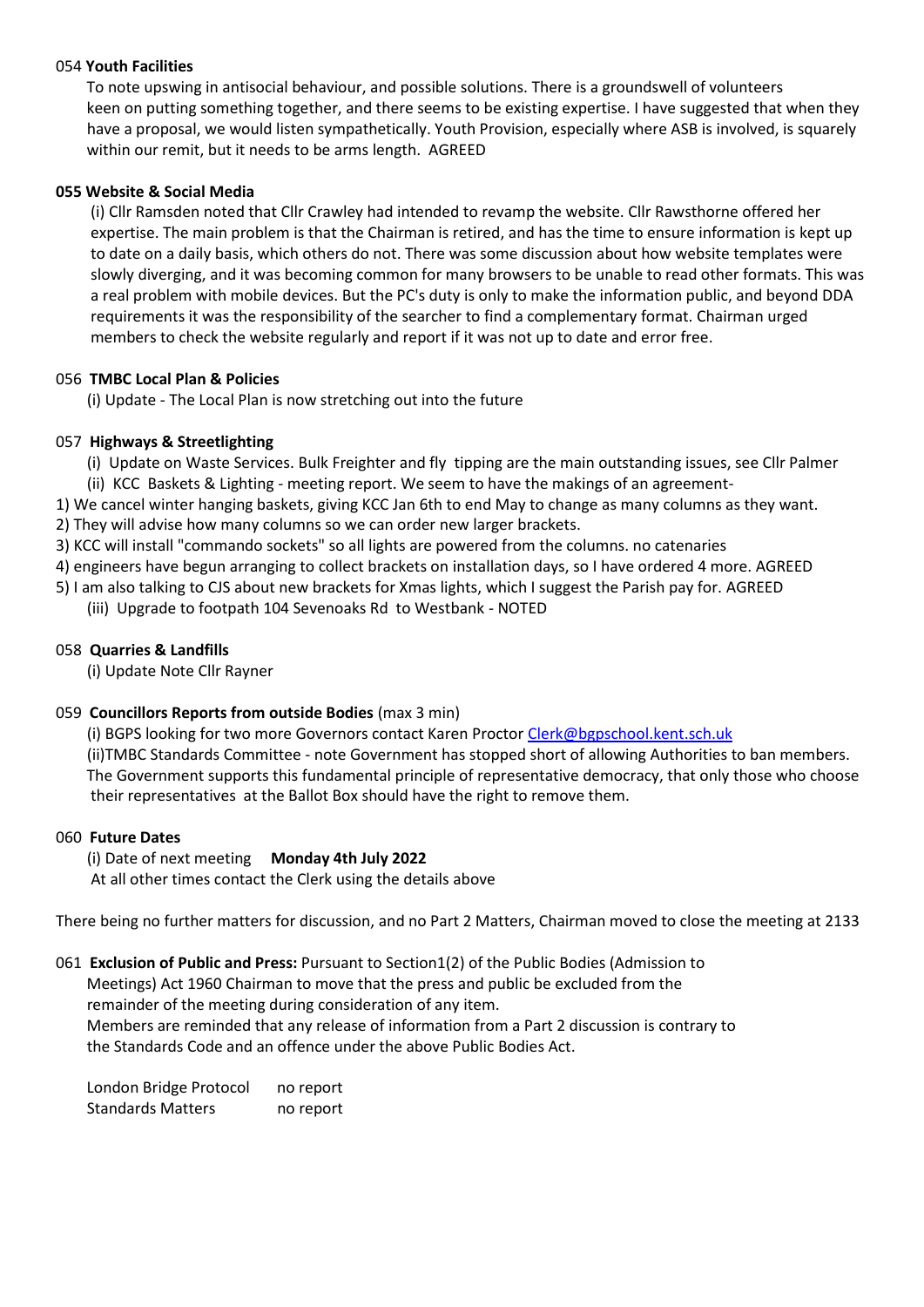054 **Youth Facilities**

To note upswing in antisocial behaviour, and possible solutions. There is a groundswell of volunteers keen on putting something together, and there seems to be existing expertise. I have suggested that when they have a proposal, we would listen sympathetically. Youth Provision, especially where ASB is involved, is squarely within our remit, but it needs to be arms length. AGREED

**055 Website & Social Media**

(i) Cllr Ramsden noted that Cllr Crawley had intended to revamp the website. Cllr Rawsthorne offered her expertise. The main problem is that the Chairman is retired, and has the time to ensure information is kept up to date on a daily basis, which others do not. There was some discussion about how website templates were slowly diverging, and it was becoming common for many browsers to be unable to read other formats. This was a real problem with mobile devices. But the PC's duty is only to make the information public, and beyond DDA requirements it was the responsibility of the searcher to find a complementary format. Chairman urged members to check the website regularly and report if it was not up to date and error free.

056 **TMBC Local Plan & Policies**

(i) Update - The Local Plan is now stretching out into the future

057 **Highways & Streetlighting**

(i) Update on Waste Services. Bulk Freighter and fly tipping are the main outstanding issues, see Cllr Palmer
(ii) KCC Baskets & Lighting - meeting report. We seem to have the makings of an agreement-

1) We cancel winter hanging baskets, giving KCC Jan 6th to end May to change as many columns as they want.
2) They will advise how many columns so we can order new larger brackets.
3) KCC will install "commando sockets" so all lights are powered from the columns. no catenaries
4) engineers have begun arranging to collect brackets on installation days, so I have ordered 4 more. AGREED
5) I am also talking to CJS about new brackets for Xmas lights, which I suggest the Parish pay for. AGREED

(iii) Upgrade to footpath 104 Sevenoaks Rd to Westbank - NOTED

058 **Quarries & Landfills**

(i) Update Note Cllr Rayner

059 **Councillors Reports from outside Bodies** (max 3 min)

(i) BGPS looking for two more Governors contact Karen Proctor Clerk@bgpschool.kent.sch.uk
(ii)TMBC Standards Committee - note Government has stopped short of allowing Authorities to ban members. The Government supports this fundamental principle of representative democracy, that only those who choose their representatives at the Ballot Box should have the right to remove them.

060 **Future Dates**

(i) Date of next meeting **Monday 4th July 2022**
At all other times contact the Clerk using the details above

There being no further matters for discussion, and no Part 2 Matters, Chairman moved to close the meeting at 2133

061 **Exclusion of Public and Press:** Pursuant to Section1(2) of the Public Bodies (Admission to Meetings) Act 1960 Chairman to move that the press and public be excluded from the remainder of the meeting during consideration of any item.
Members are reminded that any release of information from a Part 2 discussion is contrary to the Standards Code and an offence under the above Public Bodies Act.

| London Bridge Protocol | no report |
|---|---|
| Standards Matters | no report |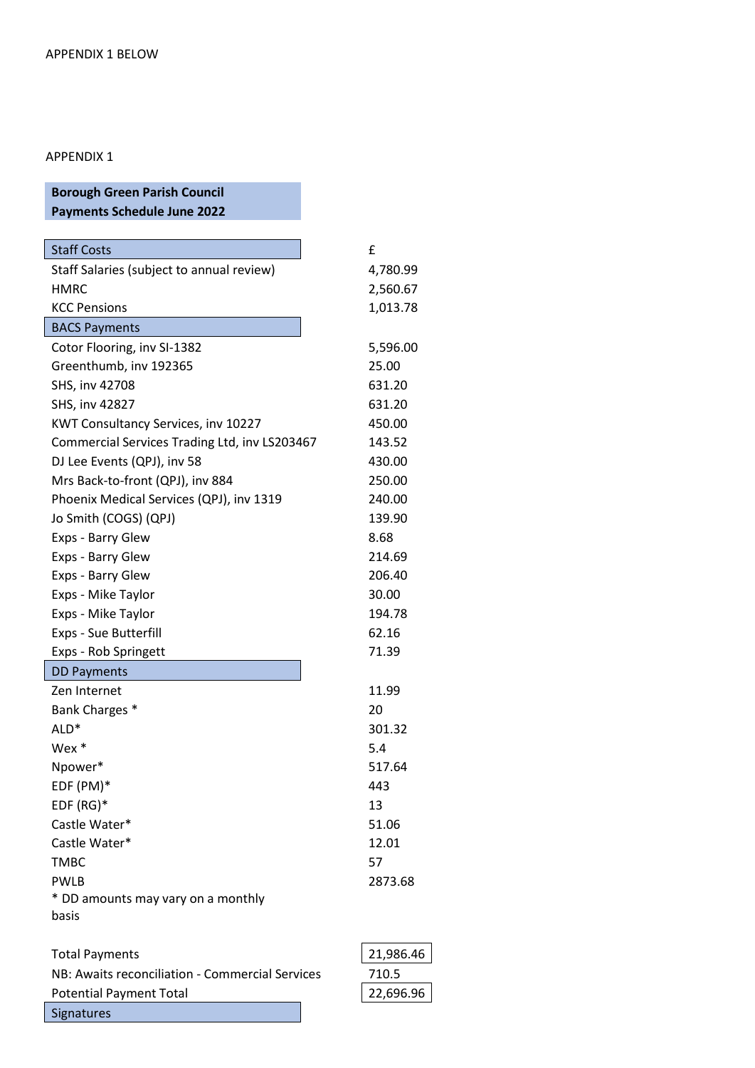APPENDIX 1 BELOW

APPENDIX 1

**Borough Green Parish Council**
**Payments Schedule June 2022**

| Staff Costs | £ |
|---|---|
| Staff Salaries (subject to annual review) | 4,780.99 |
| HMRC | 2,560.67 |
| KCC Pensions | 1,013.78 |
| **BACS Payments** | |
| Cotor Flooring, inv SI-1382 | 5,596.00 |
| Greenthumb, inv 192365 | 25.00 |
| SHS, inv 42708 | 631.20 |
| SHS, inv 42827 | 631.20 |
| KWT Consultancy Services, inv 10227 | 450.00 |
| Commercial Services Trading Ltd, inv LS203467 | 143.52 |
| DJ Lee Events (QPJ), inv 58 | 430.00 |
| Mrs Back-to-front (QPJ), inv 884 | 250.00 |
| Phoenix Medical Services (QPJ), inv 1319 | 240.00 |
| Jo Smith (COGS) (QPJ) | 139.90 |
| Exps - Barry Glew | 8.68 |
| Exps - Barry Glew | 214.69 |
| Exps - Barry Glew | 206.40 |
| Exps - Mike Taylor | 30.00 |
| Exps - Mike Taylor | 194.78 |
| Exps - Sue Butterfill | 62.16 |
| Exps - Rob Springett | 71.39 |
| **DD Payments** | |
| Zen Internet | 11.99 |
| Bank Charges * | 20 |
| ALD* | 301.32 |
| Wex * | 5.4 |
| Npower* | 517.64 |
| EDF (PM)* | 443 |
| EDF (RG)* | 13 |
| Castle Water* | 51.06 |
| Castle Water* | 12.01 |
| TMBC | 57 |
| PWLB | 2873.68 |
| * DD amounts may vary on a monthly basis | |
| | |
| Total Payments | 21,986.46 |
| NB: Awaits reconciliation - Commercial Services | 710.5 |
| Potential Payment Total | 22,696.96 |
| **Signatures** | |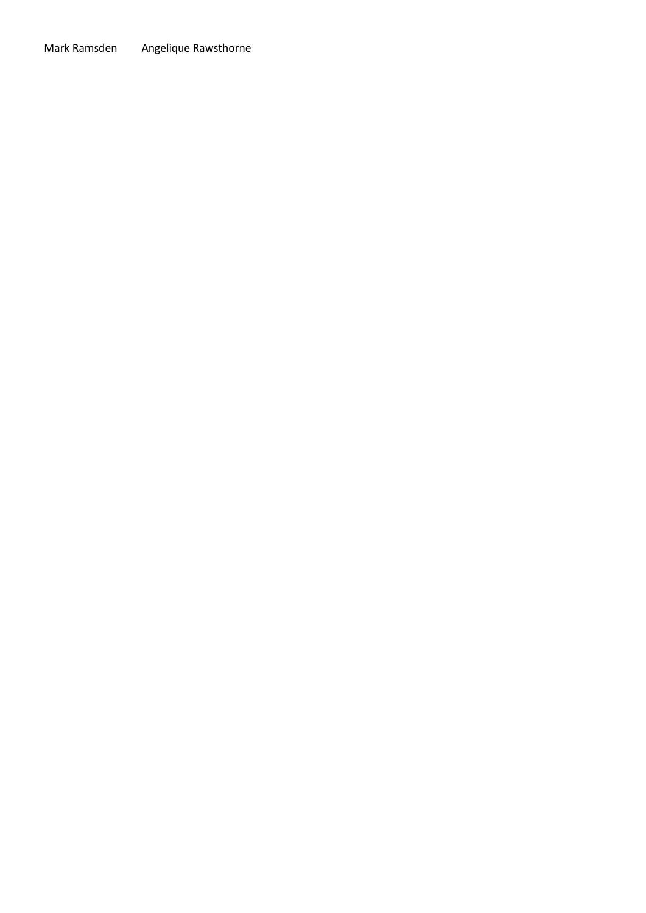Mark Ramsden Angelique Rawsthorne